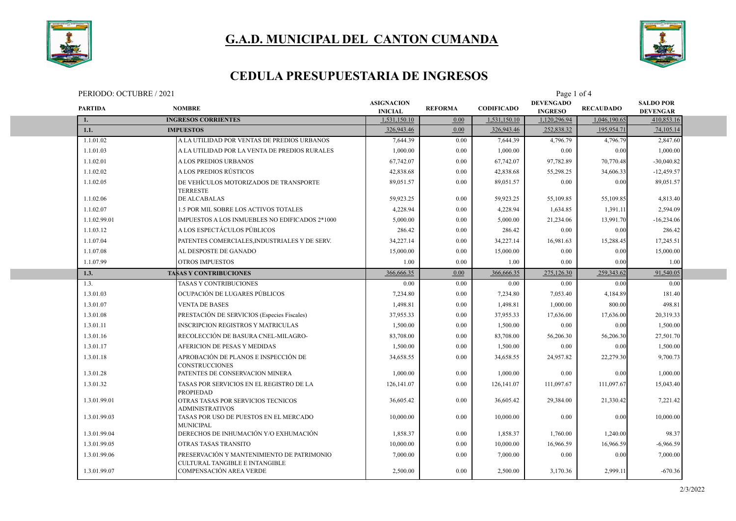# G.A.D. MUNICIPAL DEL CANTON CUMANDA

## CEDULA PRESUPUESTARIA DE INGRESOS

PERIODO: OCTUBRE / 2021

| PARTIDA | NOMBRE | ASIGNACION INICIAL | REFORMA | CODIFICADO | DEVENGADO INGRESO | RECAUDADO | SALDO POR DEVENGAR |
|---|---|---|---|---|---|---|---|
| **1.** | **INGRESOS CORRIENTES** | 1,531,150.10 | 0.00 | 1,531,150.10 | 1,120,296.94 | 1,046,190.65 | 410,853.16 |
| **1.1.** | **IMPUESTOS** | 326,943.46 | 0.00 | 326,943.46 | 252,838.32 | 195,954.71 | 74,105.14 |
| 1.1.01.02 | A LA UTILIDAD POR VENTAS DE PREDIOS URBANOS | 7,644.39 | 0.00 | 7,644.39 | 4,796.79 | 4,796.79 | 2,847.60 |
| 1.1.01.03 | A LA UTILIDAD POR LA VENTA DE PREDIOS RURALES | 1,000.00 | 0.00 | 1,000.00 | 0.00 | 0.00 | 1,000.00 |
| 1.1.02.01 | A LOS PREDIOS URBANOS | 67,742.07 | 0.00 | 67,742.07 | 97,782.89 | 70,770.48 | -30,040.82 |
| 1.1.02.02 | A LOS PREDIOS RÚSTICOS | 42,838.68 | 0.00 | 42,838.68 | 55,298.25 | 34,606.33 | -12,459.57 |
| 1.1.02.05 | DE VEHÍCULOS MOTORIZADOS DE TRANSPORTE TERRESTE | 89,051.57 | 0.00 | 89,051.57 | 0.00 | 0.00 | 89,051.57 |
| 1.1.02.06 | DE ALCABALAS | 59,923.25 | 0.00 | 59,923.25 | 55,109.85 | 55,109.85 | 4,813.40 |
| 1.1.02.07 | 1.5 POR MIL SOBRE LOS ACTIVOS TOTALES | 4,228.94 | 0.00 | 4,228.94 | 1,634.85 | 1,391.11 | 2,594.09 |
| 1.1.02.99.01 | IMPUESTOS A LOS INMUEBLES NO EDIFICADOS 2*1000 | 5,000.00 | 0.00 | 5,000.00 | 21,234.06 | 13,991.70 | -16,234.06 |
| 1.1.03.12 | A LOS ESPECTÁCULOS PÚBLICOS | 286.42 | 0.00 | 286.42 | 0.00 | 0.00 | 286.42 |
| 1.1.07.04 | PATENTES COMERCIALES,INDUSTRIALES Y DE SERV. | 34,227.14 | 0.00 | 34,227.14 | 16,981.63 | 15,288.45 | 17,245.51 |
| 1.1.07.08 | AL DESPOSTE DE GANADO | 15,000.00 | 0.00 | 15,000.00 | 0.00 | 0.00 | 15,000.00 |
| 1.1.07.99 | OTROS IMPUESTOS | 1.00 | 0.00 | 1.00 | 0.00 | 0.00 | 1.00 |
| **1.3.** | **TASAS Y CONTRIBUCIONES** | 366,666.35 | 0.00 | 366,666.35 | 275,126.30 | 259,343.62 | 91,540.05 |
| 1.3. | TASAS Y CONTRIBUCIONES | 0.00 | 0.00 | 0.00 | 0.00 | 0.00 | 0.00 |
| 1.3.01.03 | OCUPACIÓN DE LUGARES PÚBLICOS | 7,234.80 | 0.00 | 7,234.80 | 7,053.40 | 4,184.89 | 181.40 |
| 1.3.01.07 | VENTA DE BASES | 1,498.81 | 0.00 | 1,498.81 | 1,000.00 | 800.00 | 498.81 |
| 1.3.01.08 | PRESTACIÓN DE SERVICIOS (Especies Fiscales) | 37,955.33 | 0.00 | 37,955.33 | 17,636.00 | 17,636.00 | 20,319.33 |
| 1.3.01.11 | INSCRIPCION REGISTROS Y MATRICULAS | 1,500.00 | 0.00 | 1,500.00 | 0.00 | 0.00 | 1,500.00 |
| 1.3.01.16 | RECOLECCIÓN DE BASURA CNEL-MILAGRO- | 83,708.00 | 0.00 | 83,708.00 | 56,206.30 | 56,206.30 | 27,501.70 |
| 1.3.01.17 | AFERICION DE PESAS Y MEDIDAS | 1,500.00 | 0.00 | 1,500.00 | 0.00 | 0.00 | 1,500.00 |
| 1.3.01.18 | APROBACIÓN DE PLANOS E INSPECCIÓN DE CONSTRUCCIONES | 34,658.55 | 0.00 | 34,658.55 | 24,957.82 | 22,279.30 | 9,700.73 |
| 1.3.01.28 | PATENTES DE CONSERVACION MINERA | 1,000.00 | 0.00 | 1,000.00 | 0.00 | 0.00 | 1,000.00 |
| 1.3.01.32 | TASAS POR SERVICIOS EN EL REGISTRO DE LA PROPIEDAD | 126,141.07 | 0.00 | 126,141.07 | 111,097.67 | 111,097.67 | 15,043.40 |
| 1.3.01.99.01 | OTRAS TASAS POR SERVICIOS TECNICOS ADMINISTRATIVOS | 36,605.42 | 0.00 | 36,605.42 | 29,384.00 | 21,330.42 | 7,221.42 |
| 1.3.01.99.03 | TASAS POR USO DE PUESTOS EN EL MERCADO MUNICIPAL | 10,000.00 | 0.00 | 10,000.00 | 0.00 | 0.00 | 10,000.00 |
| 1.3.01.99.04 | DERECHOS DE INHUMACIÓN Y/O EXHUMACIÓN | 1,858.37 | 0.00 | 1,858.37 | 1,760.00 | 1,240.00 | 98.37 |
| 1.3.01.99.05 | OTRAS TASAS TRANSITO | 10,000.00 | 0.00 | 10,000.00 | 16,966.59 | 16,966.59 | -6,966.59 |
| 1.3.01.99.06 | PRESERVACIÓN Y MANTENIMIENTO DE PATRIMONIO CULTURAL TANGIBLE E INTANGIBLE | 7,000.00 | 0.00 | 7,000.00 | 0.00 | 0.00 | 7,000.00 |
| 1.3.01.99.07 | COMPENSACIÓN AREA VERDE | 2,500.00 | 0.00 | 2,500.00 | 3,170.36 | 2,999.11 | -670.36 |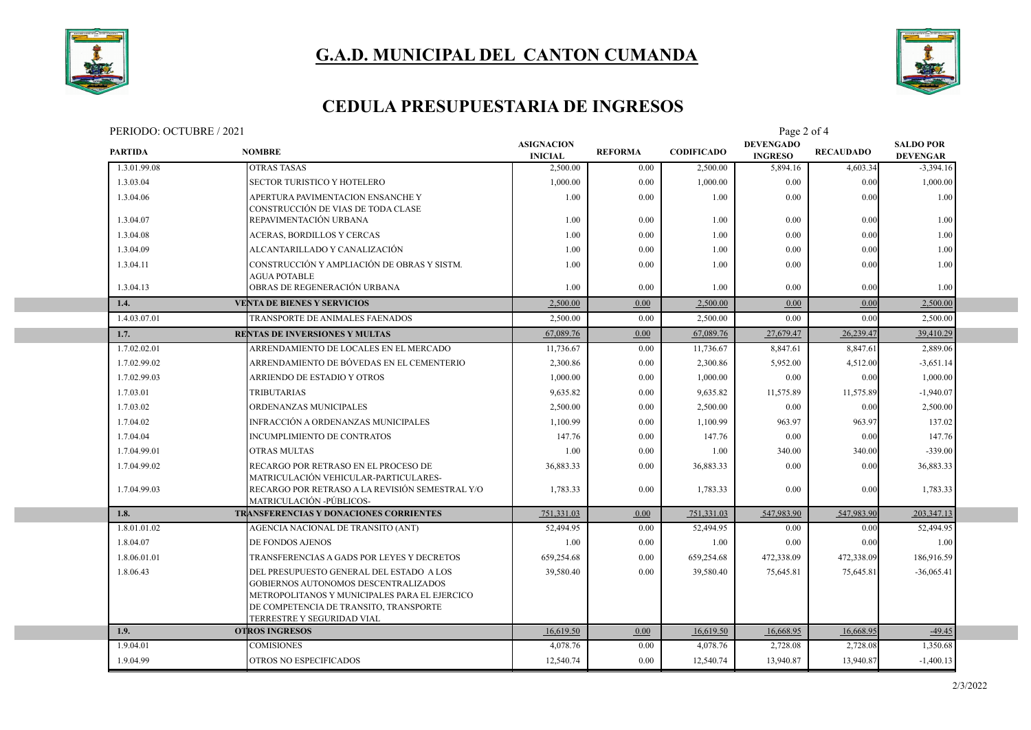# G.A.D. MUNICIPAL DEL CANTON CUMANDA

## CEDULA PRESUPUESTARIA DE INGRESOS

PERIODO: OCTUBRE / 2021

| PARTIDA | NOMBRE | ASIGNACION INICIAL | REFORMA | CODIFICADO | DEVENGADO INGRESO | RECAUDADO | SALDO POR DEVENGAR |
|---|---|---|---|---|---|---|---|
| 1.3.01.99.08 | OTRAS TASAS | 2,500.00 | 0.00 | 2,500.00 | 5,894.16 | 4,603.34 | -3,394.16 |
| 1.3.03.04 | SECTOR TURISTICO Y HOTELERO | 1,000.00 | 0.00 | 1,000.00 | 0.00 | 0.00 | 1,000.00 |
| 1.3.04.06 | APERTURA PAVIMENTACION ENSANCHE Y CONSTRUCCIÓN DE VIAS DE TODA CLASE | 1.00 | 0.00 | 1.00 | 0.00 | 0.00 | 1.00 |
| 1.3.04.07 | REPAVIMENTACIÓN URBANA | 1.00 | 0.00 | 1.00 | 0.00 | 0.00 | 1.00 |
| 1.3.04.08 | ACERAS, BORDILLOS Y CERCAS | 1.00 | 0.00 | 1.00 | 0.00 | 0.00 | 1.00 |
| 1.3.04.09 | ALCANTARILLADO Y CANALIZACIÓN | 1.00 | 0.00 | 1.00 | 0.00 | 0.00 | 1.00 |
| 1.3.04.11 | CONSTRUCCIÓN Y AMPLIACIÓN DE OBRAS Y SISTM. AGUA POTABLE | 1.00 | 0.00 | 1.00 | 0.00 | 0.00 | 1.00 |
| 1.3.04.13 | OBRAS DE REGENERACIÓN URBANA | 1.00 | 0.00 | 1.00 | 0.00 | 0.00 | 1.00 |
| **1.4.** | **VENTA DE BIENES Y SERVICIOS** | **2,500.00** | **0.00** | **2,500.00** | **0.00** | **0.00** | **2,500.00** |
| 1.4.03.07.01 | TRANSPORTE DE ANIMALES FAENADOS | 2,500.00 | 0.00 | 2,500.00 | 0.00 | 0.00 | 2,500.00 |
| **1.7.** | **RENTAS DE INVERSIONES Y MULTAS** | **67,089.76** | **0.00** | **67,089.76** | **27,679.47** | **26,239.47** | **39,410.29** |
| 1.7.02.02.01 | ARRENDAMIENTO DE LOCALES EN EL MERCADO | 11,736.67 | 0.00 | 11,736.67 | 8,847.61 | 8,847.61 | 2,889.06 |
| 1.7.02.99.02 | ARRENDAMIENTO DE BÓVEDAS EN EL CEMENTERIO | 2,300.86 | 0.00 | 2,300.86 | 5,952.00 | 4,512.00 | -3,651.14 |
| 1.7.02.99.03 | ARRIENDO DE ESTADIO Y OTROS | 1,000.00 | 0.00 | 1,000.00 | 0.00 | 0.00 | 1,000.00 |
| 1.7.03.01 | TRIBUTARIAS | 9,635.82 | 0.00 | 9,635.82 | 11,575.89 | 11,575.89 | -1,940.07 |
| 1.7.03.02 | ORDENANZAS MUNICIPALES | 2,500.00 | 0.00 | 2,500.00 | 0.00 | 0.00 | 2,500.00 |
| 1.7.04.02 | INFRACCIÓN A ORDENANZAS MUNICIPALES | 1,100.99 | 0.00 | 1,100.99 | 963.97 | 963.97 | 137.02 |
| 1.7.04.04 | INCUMPLIMIENTO DE CONTRATOS | 147.76 | 0.00 | 147.76 | 0.00 | 0.00 | 147.76 |
| 1.7.04.99.01 | OTRAS MULTAS | 1.00 | 0.00 | 1.00 | 340.00 | 340.00 | -339.00 |
| 1.7.04.99.02 | RECARGO POR RETRASO EN EL PROCESO DE MATRICULACIÓN VEHICULAR-PARTICULARES- | 36,883.33 | 0.00 | 36,883.33 | 0.00 | 0.00 | 36,883.33 |
| 1.7.04.99.03 | RECARGO POR RETRASO A LA REVISIÓN SEMESTRAL Y/O MATRICULACIÓN -PÚBLICOS- | 1,783.33 | 0.00 | 1,783.33 | 0.00 | 0.00 | 1,783.33 |
| **1.8.** | **TRANSFERENCIAS Y DONACIONES CORRIENTES** | **751,331.03** | **0.00** | **751,331.03** | **547,983.90** | **547,983.90** | **203,347.13** |
| 1.8.01.01.02 | AGENCIA NACIONAL DE TRANSITO (ANT) | 52,494.95 | 0.00 | 52,494.95 | 0.00 | 0.00 | 52,494.95 |
| 1.8.04.07 | DE FONDOS AJENOS | 1.00 | 0.00 | 1.00 | 0.00 | 0.00 | 1.00 |
| 1.8.06.01.01 | TRANSFERENCIAS A GADS POR LEYES Y DECRETOS | 659,254.68 | 0.00 | 659,254.68 | 472,338.09 | 472,338.09 | 186,916.59 |
| 1.8.06.43 | DEL PRESUPUESTO GENERAL DEL ESTADO A LOS GOBIERNOS AUTONOMOS DESCENTRALIZADOS METROPOLITANOS Y MUNICIPALES PARA EL EJERCICO DE COMPETENCIA DE TRANSITO, TRANSPORTE TERRESTRE Y SEGURIDAD VIAL | 39,580.40 | 0.00 | 39,580.40 | 75,645.81 | 75,645.81 | -36,065.41 |
| **1.9.** | **OTROS INGRESOS** | **16,619.50** | **0.00** | **16,619.50** | **16,668.95** | **16,668.95** | **-49.45** |
| 1.9.04.01 | COMISIONES | 4,078.76 | 0.00 | 4,078.76 | 2,728.08 | 2,728.08 | 1,350.68 |
| 1.9.04.99 | OTROS NO ESPECIFICADOS | 12,540.74 | 0.00 | 12,540.74 | 13,940.87 | 13,940.87 | -1,400.13 |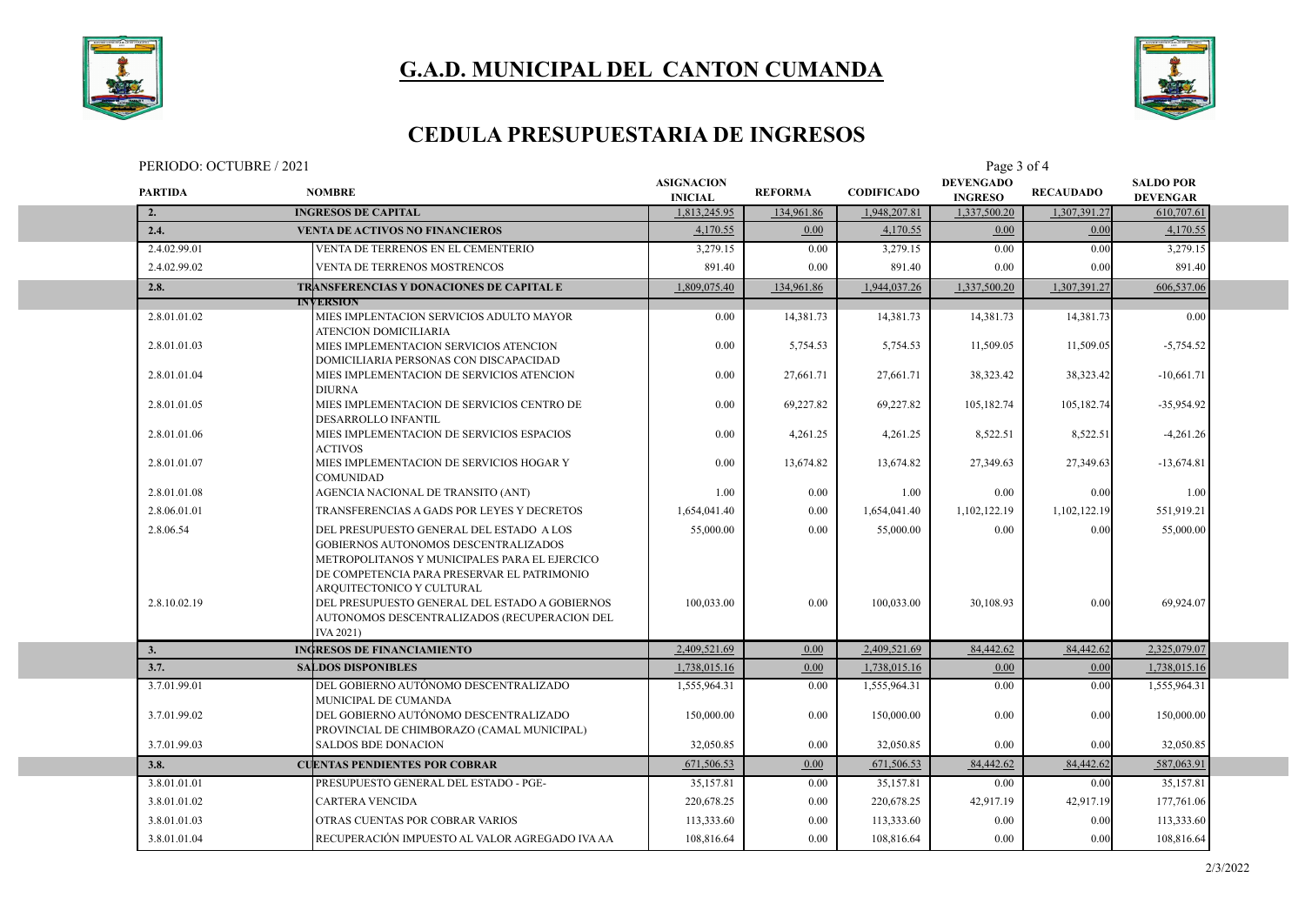# G.A.D. MUNICIPAL DEL CANTON CUMANDA

## CEDULA PRESUPUESTARIA DE INGRESOS

PERIODO: OCTUBRE / 2021

| PARTIDA | NOMBRE | ASIGNACION INICIAL | REFORMA | CODIFICADO | DEVENGADO INGRESO | RECAUDADO | SALDO POR DEVENGAR |
|---|---|---|---|---|---|---|---|
| **2.** | **INGRESOS DE CAPITAL** | 1,813,245.95 | 134,961.86 | 1,948,207.81 | 1,337,500.20 | 1,307,391.27 | 610,707.61 |
| **2.4.** | **VENTA DE ACTIVOS NO FINANCIEROS** | 4,170.55 | 0.00 | 4,170.55 | 0.00 | 0.00 | 4,170.55 |
| 2.4.02.99.01 | VENTA DE TERRENOS EN EL CEMENTERIO | 3,279.15 | 0.00 | 3,279.15 | 0.00 | 0.00 | 3,279.15 |
| 2.4.02.99.02 | VENTA DE TERRENOS MOSTRENCOS | 891.40 | 0.00 | 891.40 | 0.00 | 0.00 | 891.40 |
| **2.8.** | **TRANSFERENCIAS Y DONACIONES DE CAPITAL E INVERSION** | 1,809,075.40 | 134,961.86 | 1,944,037.26 | 1,337,500.20 | 1,307,391.27 | 606,537.06 |
| 2.8.01.01.02 | MIES IMPLENTACION SERVICIOS ADULTO MAYOR ATENCION DOMICILIARIA | 0.00 | 14,381.73 | 14,381.73 | 14,381.73 | 14,381.73 | 0.00 |
| 2.8.01.01.03 | MIES IMPLEMENTACION SERVICIOS ATENCION DOMICILIARIA PERSONAS CON DISCAPACIDAD | 0.00 | 5,754.53 | 5,754.53 | 11,509.05 | 11,509.05 | -5,754.52 |
| 2.8.01.01.04 | MIES IMPLEMENTACION DE SERVICIOS ATENCION DIURNA | 0.00 | 27,661.71 | 27,661.71 | 38,323.42 | 38,323.42 | -10,661.71 |
| 2.8.01.01.05 | MIES IMPLEMENTACION DE SERVICIOS CENTRO DE DESARROLLO INFANTIL | 0.00 | 69,227.82 | 69,227.82 | 105,182.74 | 105,182.74 | -35,954.92 |
| 2.8.01.01.06 | MIES IMPLEMENTACION DE SERVICIOS ESPACIOS ACTIVOS | 0.00 | 4,261.25 | 4,261.25 | 8,522.51 | 8,522.51 | -4,261.26 |
| 2.8.01.01.07 | MIES IMPLEMENTACION DE SERVICIOS HOGAR Y COMUNIDAD | 0.00 | 13,674.82 | 13,674.82 | 27,349.63 | 27,349.63 | -13,674.81 |
| 2.8.01.01.08 | AGENCIA NACIONAL DE TRANSITO (ANT) | 1.00 | 0.00 | 1.00 | 0.00 | 0.00 | 1.00 |
| 2.8.06.01.01 | TRANSFERENCIAS A GADS POR LEYES Y DECRETOS | 1,654,041.40 | 0.00 | 1,654,041.40 | 1,102,122.19 | 1,102,122.19 | 551,919.21 |
| 2.8.06.54 | DEL PRESUPUESTO GENERAL DEL ESTADO A LOS GOBIERNOS AUTONOMOS DESCENTRALIZADOS METROPOLITANOS Y MUNICIPALES PARA EL EJERCICO DE COMPETENCIA PARA PRESERVAR EL PATRIMONIO ARQUITECTONICO Y CULTURAL | 55,000.00 | 0.00 | 55,000.00 | 0.00 | 0.00 | 55,000.00 |
| 2.8.10.02.19 | DEL PRESUPUESTO GENERAL DEL ESTADO A GOBIERNOS AUTONOMOS DESCENTRALIZADOS (RECUPERACION DEL IVA 2021) | 100,033.00 | 0.00 | 100,033.00 | 30,108.93 | 0.00 | 69,924.07 |
| **3.** | **INGRESOS DE FINANCIAMIENTO** | 2,409,521.69 | 0.00 | 2,409,521.69 | 84,442.62 | 84,442.62 | 2,325,079.07 |
| **3.7.** | **SALDOS DISPONIBLES** | 1,738,015.16 | 0.00 | 1,738,015.16 | 0.00 | 0.00 | 1,738,015.16 |
| 3.7.01.99.01 | DEL GOBIERNO AUTÓNOMO DESCENTRALIZADO MUNICIPAL DE CUMANDA | 1,555,964.31 | 0.00 | 1,555,964.31 | 0.00 | 0.00 | 1,555,964.31 |
| 3.7.01.99.02 | DEL GOBIERNO AUTÓNOMO DESCENTRALIZADO PROVINCIAL DE CHIMBORAZO (CAMAL MUNICIPAL) | 150,000.00 | 0.00 | 150,000.00 | 0.00 | 0.00 | 150,000.00 |
| 3.7.01.99.03 | SALDOS BDE DONACION | 32,050.85 | 0.00 | 32,050.85 | 0.00 | 0.00 | 32,050.85 |
| **3.8.** | **CUENTAS PENDIENTES POR COBRAR** | 671,506.53 | 0.00 | 671,506.53 | 84,442.62 | 84,442.62 | 587,063.91 |
| 3.8.01.01.01 | PRESUPUESTO GENERAL DEL ESTADO - PGE- | 35,157.81 | 0.00 | 35,157.81 | 0.00 | 0.00 | 35,157.81 |
| 3.8.01.01.02 | CARTERA VENCIDA | 220,678.25 | 0.00 | 220,678.25 | 42,917.19 | 42,917.19 | 177,761.06 |
| 3.8.01.01.03 | OTRAS CUENTAS POR COBRAR VARIOS | 113,333.60 | 0.00 | 113,333.60 | 0.00 | 0.00 | 113,333.60 |
| 3.8.01.01.04 | RECUPERACIÓN IMPUESTO AL VALOR AGREGADO IVA AA | 108,816.64 | 0.00 | 108,816.64 | 0.00 | 0.00 | 108,816.64 |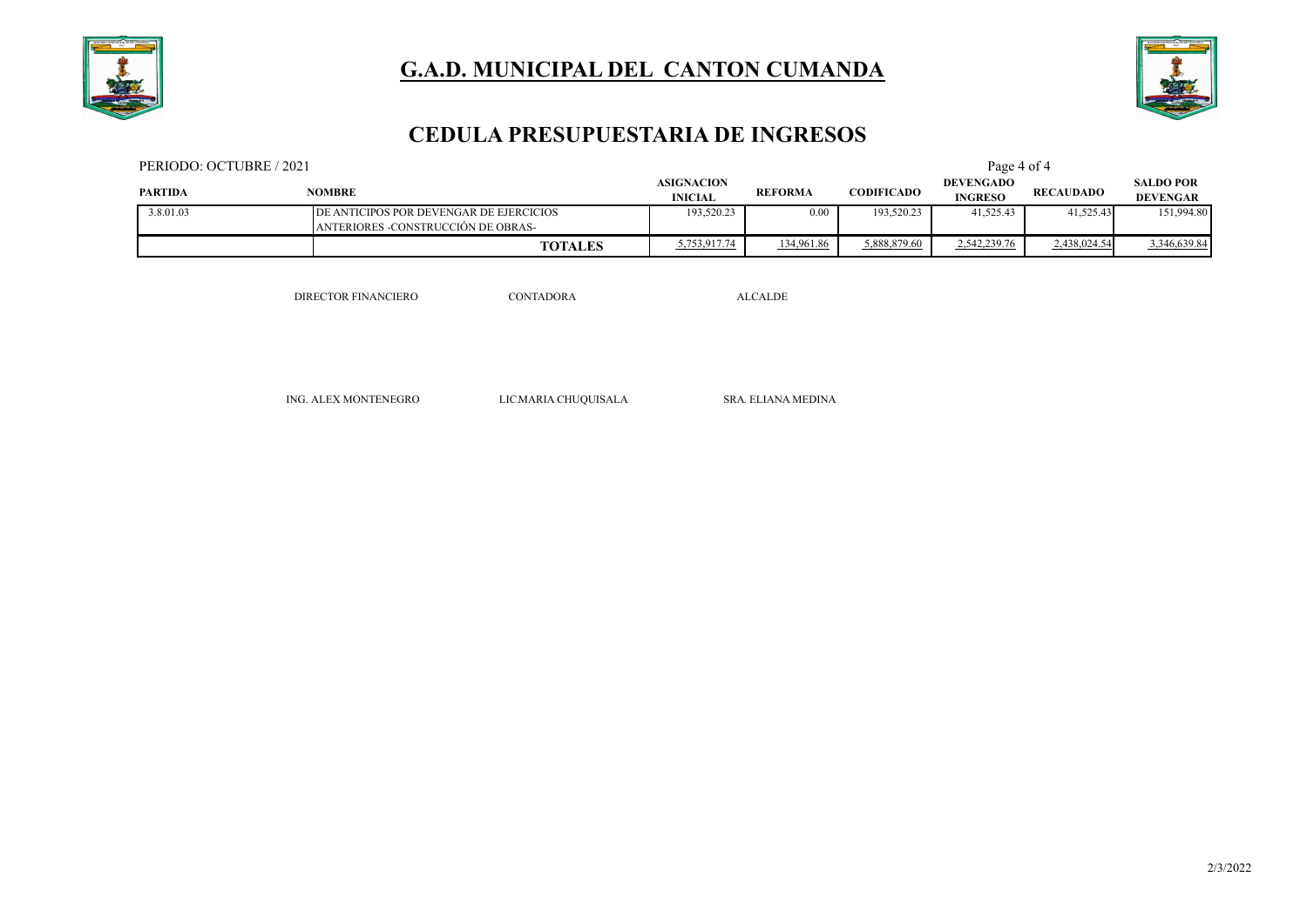# G.A.D. MUNICIPAL DEL CANTON CUMANDA

## CEDULA PRESUPUESTARIA DE INGRESOS

PERIODO: OCTUBRE / 2021

| PARTIDA | NOMBRE | ASIGNACION INICIAL | REFORMA | CODIFICADO | DEVENGADO INGRESO | RECAUDADO | SALDO POR DEVENGAR |
|---|---|---|---|---|---|---|---|
| 3.8.01.03 | DE ANTICIPOS POR DEVENGAR DE EJERCICIOS ANTERIORES -CONSTRUCCIÓN DE OBRAS- | 193,520.23 | 0.00 | 193,520.23 | 41,525.43 | 41,525.43 | 151,994.80 |
| | **TOTALES** | 5,753,917.74 | 134,961.86 | 5,888,879.60 | 2,542,239.76 | 2,438,024.54 | 3,346,639.84 |

| DIRECTOR FINANCIERO | CONTADORA | ALCALDE |
|---|---|---|
| ING. ALEX MONTENEGRO | LIC.MARIA CHUQUISALA | SRA. ELIANA MEDINA |

2/3/2022